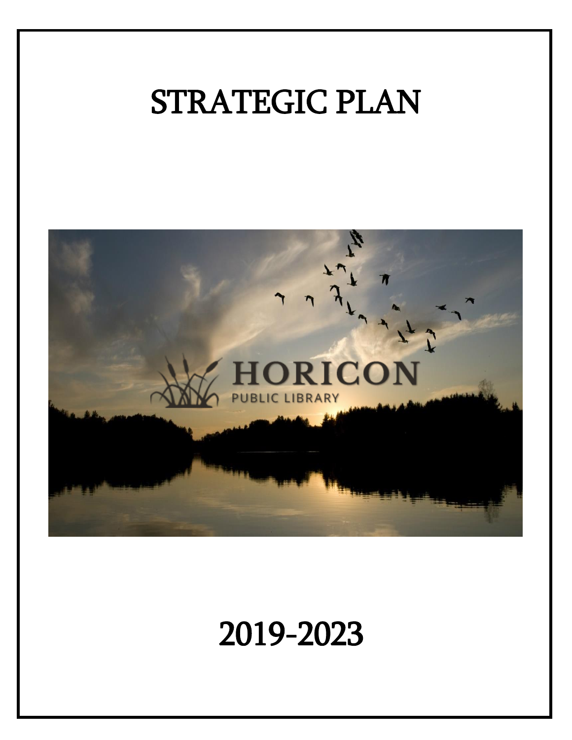# STRATEGIC PLAN

HORICON
PUBLIC LIBRARY

# 2019-2023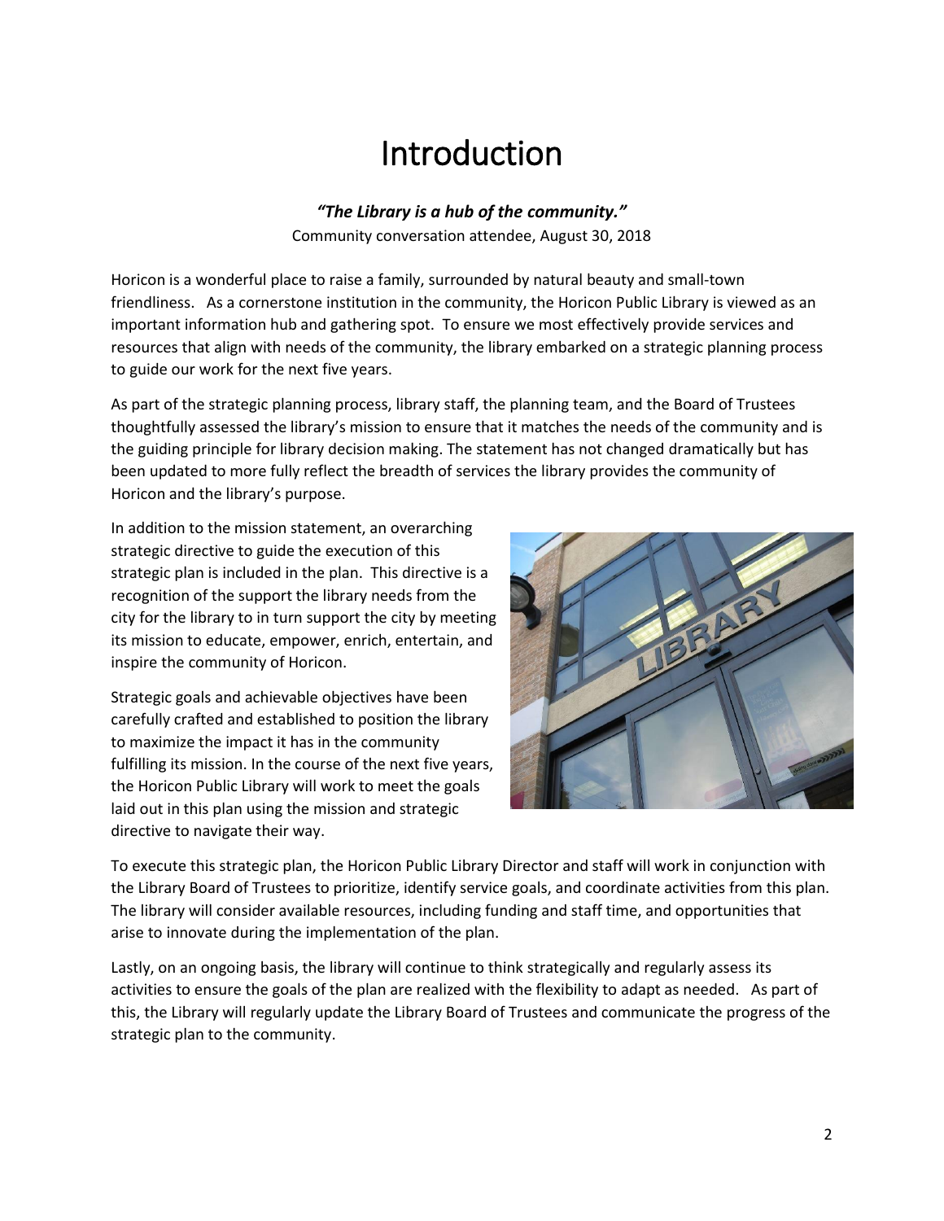# Introduction

***"The Library is a hub of the community."***

Community conversation attendee, August 30, 2018

Horicon is a wonderful place to raise a family, surrounded by natural beauty and small-town friendliness. As a cornerstone institution in the community, the Horicon Public Library is viewed as an important information hub and gathering spot. To ensure we most effectively provide services and resources that align with needs of the community, the library embarked on a strategic planning process to guide our work for the next five years.

As part of the strategic planning process, library staff, the planning team, and the Board of Trustees thoughtfully assessed the library's mission to ensure that it matches the needs of the community and is the guiding principle for library decision making. The statement has not changed dramatically but has been updated to more fully reflect the breadth of services the library provides the community of Horicon and the library's purpose.

In addition to the mission statement, an overarching strategic directive to guide the execution of this strategic plan is included in the plan. This directive is a recognition of the support the library needs from the city for the library to in turn support the city by meeting its mission to educate, empower, enrich, entertain, and inspire the community of Horicon.

Strategic goals and achievable objectives have been carefully crafted and established to position the library to maximize the impact it has in the community fulfilling its mission. In the course of the next five years, the Horicon Public Library will work to meet the goals laid out in this plan using the mission and strategic directive to navigate their way.

To execute this strategic plan, the Horicon Public Library Director and staff will work in conjunction with the Library Board of Trustees to prioritize, identify service goals, and coordinate activities from this plan. The library will consider available resources, including funding and staff time, and opportunities that arise to innovate during the implementation of the plan.

Lastly, on an ongoing basis, the library will continue to think strategically and regularly assess its activities to ensure the goals of the plan are realized with the flexibility to adapt as needed. As part of this, the Library will regularly update the Library Board of Trustees and communicate the progress of the strategic plan to the community.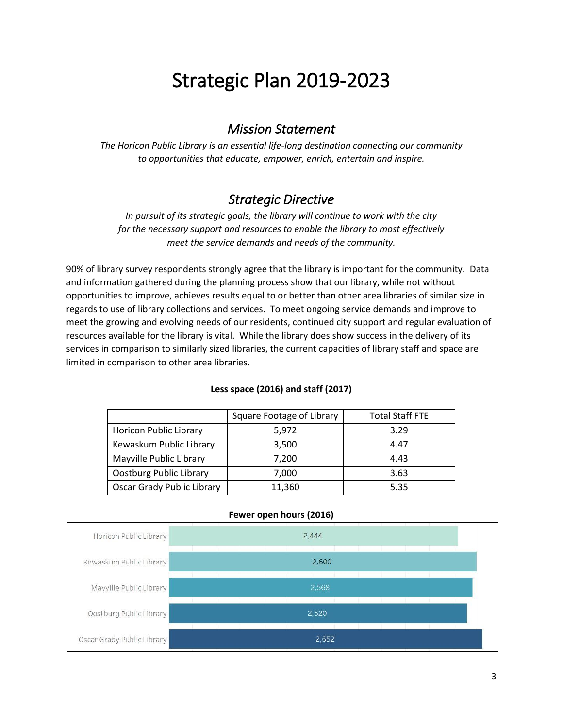# Strategic Plan 2019-2023

## *Mission Statement*

*The Horicon Public Library is an essential life-long destination connecting our community to opportunities that educate, empower, enrich, entertain and inspire.*

## *Strategic Directive*

*In pursuit of its strategic goals, the library will continue to work with the city for the necessary support and resources to enable the library to most effectively meet the service demands and needs of the community.*

90% of library survey respondents strongly agree that the library is important for the community. Data and information gathered during the planning process show that our library, while not without opportunities to improve, achieves results equal to or better than other area libraries of similar size in regards to use of library collections and services. To meet ongoing service demands and improve to meet the growing and evolving needs of our residents, continued city support and regular evaluation of resources available for the library is vital. While the library does show success in the delivery of its services in comparison to similarly sized libraries, the current capacities of library staff and space are limited in comparison to other area libraries.

**Less space (2016) and staff (2017)**

| | Square Footage of Library | Total Staff FTE |
|---|---|---|
| Horicon Public Library | 5,972 | 3.29 |
| Kewaskum Public Library | 3,500 | 4.47 |
| Mayville Public Library | 7,200 | 4.43 |
| Oostburg Public Library | 7,000 | 3.63 |
| Oscar Grady Public Library | 11,360 | 5.35 |

**Fewer open hours (2016)**

| Library | Open Hours |
|---|---|
| Horicon Public Library | 2,444 |
| Kewaskum Public Library | 2,600 |
| Mayville Public Library | 2,568 |
| Oostburg Public Library | 2,520 |
| Oscar Grady Public Library | 2,652 |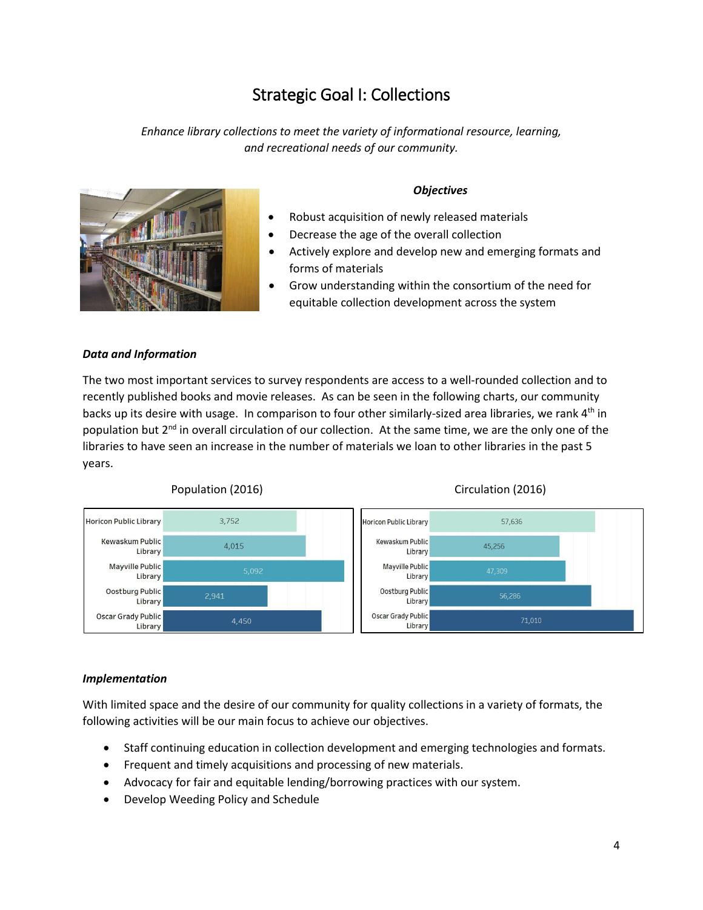# Strategic Goal I: Collections

*Enhance library collections to meet the variety of informational resource, learning, and recreational needs of our community.*

***Objectives***

- Robust acquisition of newly released materials
- Decrease the age of the overall collection
- Actively explore and develop new and emerging formats and forms of materials
- Grow understanding within the consortium of the need for equitable collection development across the system

***Data and Information***

The two most important services to survey respondents are access to a well-rounded collection and to recently published books and movie releases. As can be seen in the following charts, our community backs up its desire with usage. In comparison to four other similarly-sized area libraries, we rank 4th in population but 2nd in overall circulation of our collection. At the same time, we are the only one of the libraries to have seen an increase in the number of materials we loan to other libraries in the past 5 years.

Population (2016)

| Library | Population |
|---|---|
| Horicon Public Library | 3,752 |
| Kewaskum Public Library | 4,015 |
| Mayville Public Library | 5,092 |
| Oostburg Public Library | 2,941 |
| Oscar Grady Public Library | 4,450 |

Circulation (2016)

| Library | Circulation |
|---|---|
| Horicon Public Library | 57,636 |
| Kewaskum Public Library | 45,256 |
| Mayville Public Library | 47,309 |
| Oostburg Public Library | 56,286 |
| Oscar Grady Public Library | 71,010 |

***Implementation***

With limited space and the desire of our community for quality collections in a variety of formats, the following activities will be our main focus to achieve our objectives.

- Staff continuing education in collection development and emerging technologies and formats.
- Frequent and timely acquisitions and processing of new materials.
- Advocacy for fair and equitable lending/borrowing practices with our system.
- Develop Weeding Policy and Schedule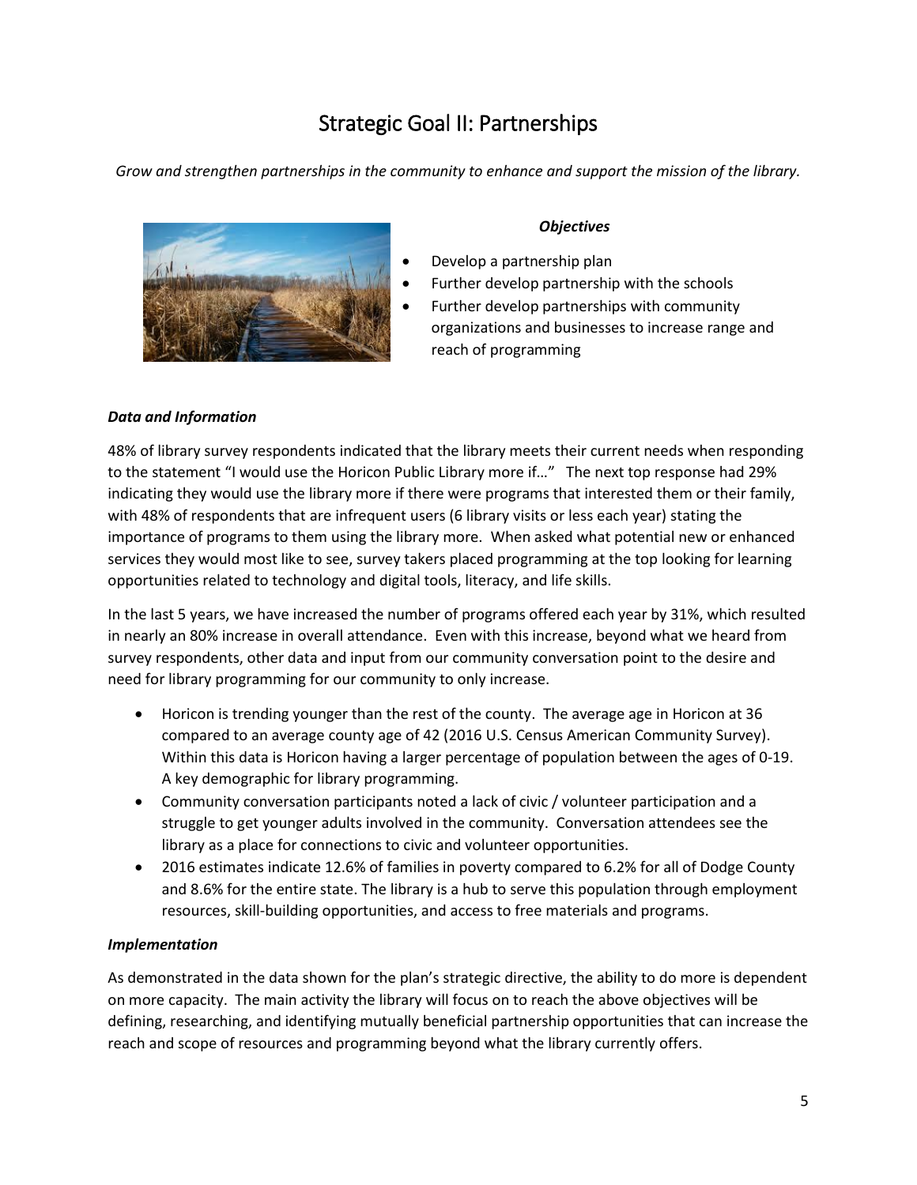# Strategic Goal II: Partnerships

*Grow and strengthen partnerships in the community to enhance and support the mission of the library.*

***Objectives***

- Develop a partnership plan
- Further develop partnership with the schools
- Further develop partnerships with community organizations and businesses to increase range and reach of programming

***Data and Information***

48% of library survey respondents indicated that the library meets their current needs when responding to the statement "I would use the Horicon Public Library more if…" The next top response had 29% indicating they would use the library more if there were programs that interested them or their family, with 48% of respondents that are infrequent users (6 library visits or less each year) stating the importance of programs to them using the library more. When asked what potential new or enhanced services they would most like to see, survey takers placed programming at the top looking for learning opportunities related to technology and digital tools, literacy, and life skills.

In the last 5 years, we have increased the number of programs offered each year by 31%, which resulted in nearly an 80% increase in overall attendance. Even with this increase, beyond what we heard from survey respondents, other data and input from our community conversation point to the desire and need for library programming for our community to only increase.

- Horicon is trending younger than the rest of the county. The average age in Horicon at 36 compared to an average county age of 42 (2016 U.S. Census American Community Survey). Within this data is Horicon having a larger percentage of population between the ages of 0-19. A key demographic for library programming.
- Community conversation participants noted a lack of civic / volunteer participation and a struggle to get younger adults involved in the community. Conversation attendees see the library as a place for connections to civic and volunteer opportunities.
- 2016 estimates indicate 12.6% of families in poverty compared to 6.2% for all of Dodge County and 8.6% for the entire state. The library is a hub to serve this population through employment resources, skill-building opportunities, and access to free materials and programs.

***Implementation***

As demonstrated in the data shown for the plan's strategic directive, the ability to do more is dependent on more capacity. The main activity the library will focus on to reach the above objectives will be defining, researching, and identifying mutually beneficial partnership opportunities that can increase the reach and scope of resources and programming beyond what the library currently offers.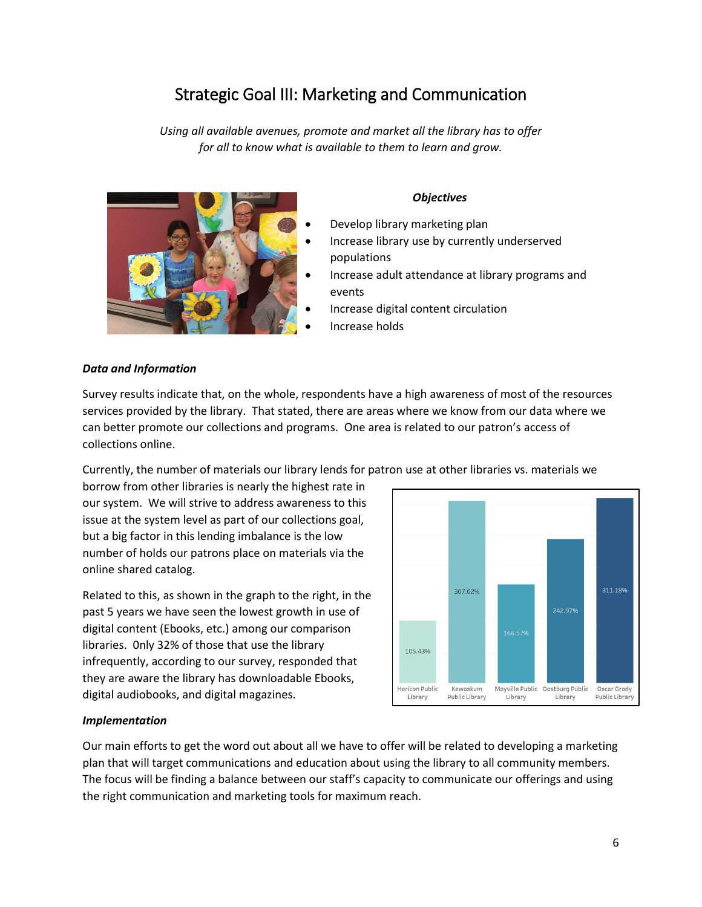# Strategic Goal III: Marketing and Communication

*Using all available avenues, promote and market all the library has to offer for all to know what is available to them to learn and grow.*

***Objectives***

- Develop library marketing plan
- Increase library use by currently underserved populations
- Increase adult attendance at library programs and events
- Increase digital content circulation
- Increase holds

***Data and Information***

Survey results indicate that, on the whole, respondents have a high awareness of most of the resources services provided by the library. That stated, there are areas where we know from our data where we can better promote our collections and programs. One area is related to our patron's access of collections online.

Currently, the number of materials our library lends for patron use at other libraries vs. materials we borrow from other libraries is nearly the highest rate in our system. We will strive to address awareness to this issue at the system level as part of our collections goal, but a big factor in this lending imbalance is the low number of holds our patrons place on materials via the online shared catalog.

Related to this, as shown in the graph to the right, in the past 5 years we have seen the lowest growth in use of digital content (Ebooks, etc.) among our comparison libraries. Only 32% of those that use the library infrequently, according to our survey, responded that they are aware the library has downloadable Ebooks, digital audiobooks, and digital magazines.

| Library | Growth |
|---|---|
| Horicon Public Library | 105.43% |
| Kewaskum Public Library | 307.02% |
| Mayville Public Library | 166.57% |
| Oostburg Public Library | 242.97% |
| Oscar Grady Public Library | 311.18% |

***Implementation***

Our main efforts to get the word out about all we have to offer will be related to developing a marketing plan that will target communications and education about using the library to all community members. The focus will be finding a balance between our staff's capacity to communicate our offerings and using the right communication and marketing tools for maximum reach.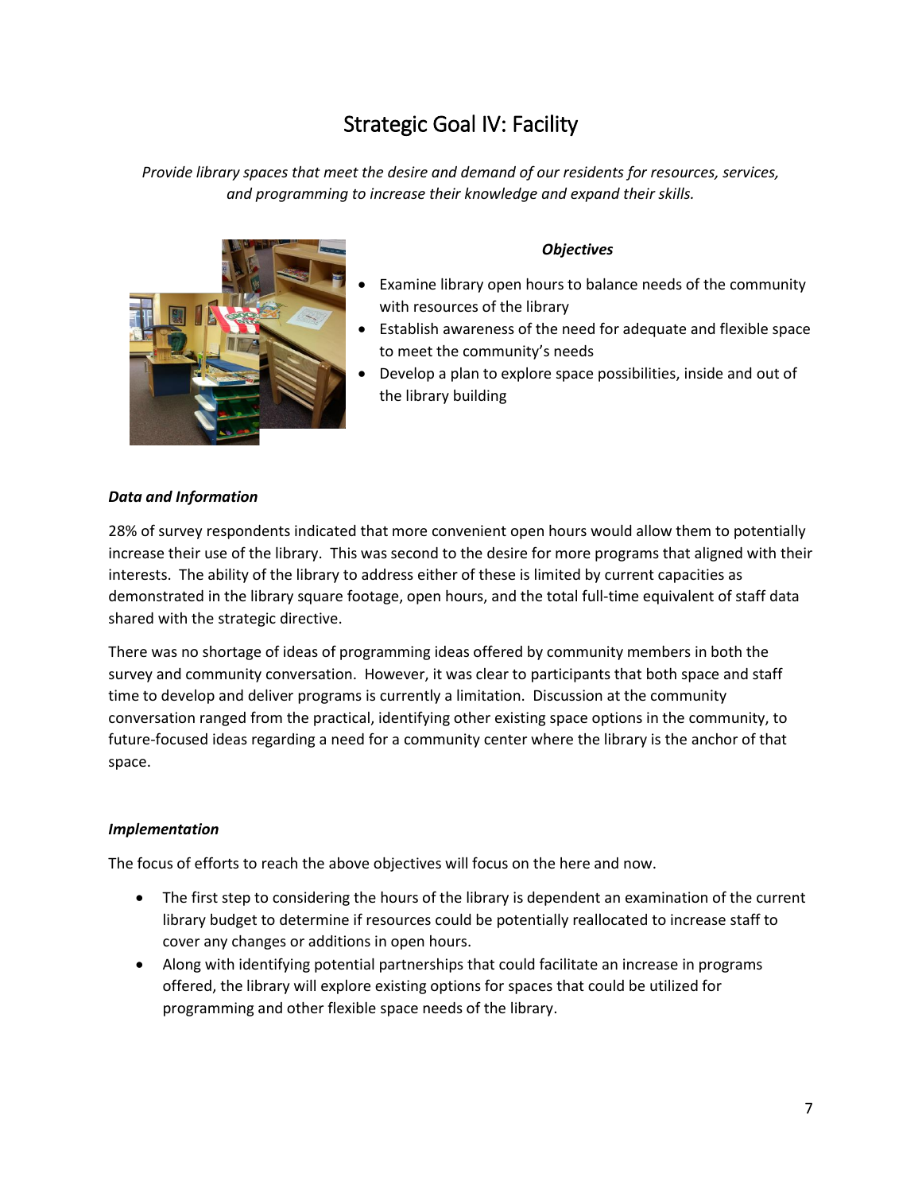# Strategic Goal IV: Facility

*Provide library spaces that meet the desire and demand of our residents for resources, services, and programming to increase their knowledge and expand their skills.*

***Objectives***

- Examine library open hours to balance needs of the community with resources of the library
- Establish awareness of the need for adequate and flexible space to meet the community's needs
- Develop a plan to explore space possibilities, inside and out of the library building

***Data and Information***

28% of survey respondents indicated that more convenient open hours would allow them to potentially increase their use of the library. This was second to the desire for more programs that aligned with their interests. The ability of the library to address either of these is limited by current capacities as demonstrated in the library square footage, open hours, and the total full-time equivalent of staff data shared with the strategic directive.

There was no shortage of ideas of programming ideas offered by community members in both the survey and community conversation. However, it was clear to participants that both space and staff time to develop and deliver programs is currently a limitation. Discussion at the community conversation ranged from the practical, identifying other existing space options in the community, to future-focused ideas regarding a need for a community center where the library is the anchor of that space.

***Implementation***

The focus of efforts to reach the above objectives will focus on the here and now.

- The first step to considering the hours of the library is dependent an examination of the current library budget to determine if resources could be potentially reallocated to increase staff to cover any changes or additions in open hours.
- Along with identifying potential partnerships that could facilitate an increase in programs offered, the library will explore existing options for spaces that could be utilized for programming and other flexible space needs of the library.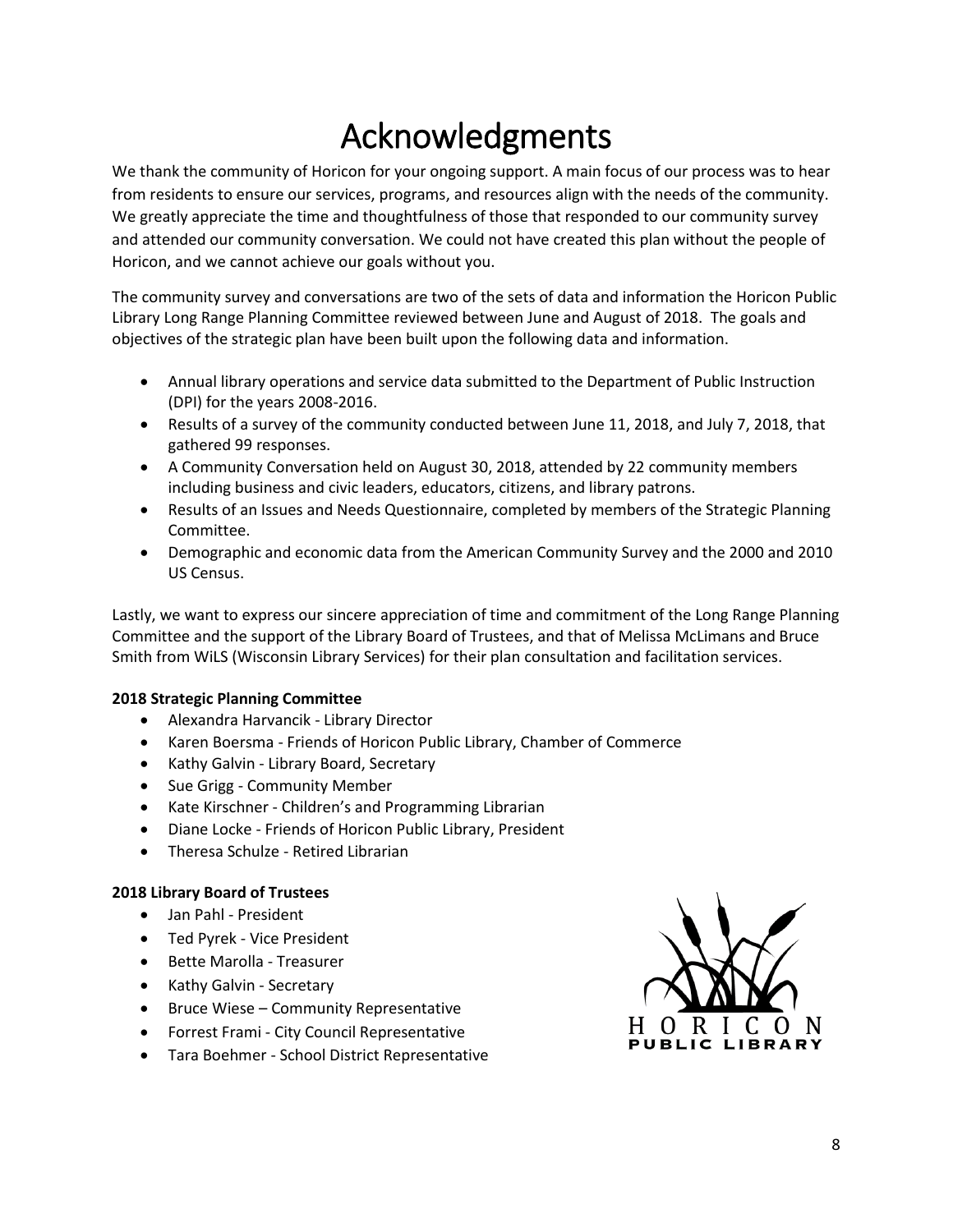# Acknowledgments

We thank the community of Horicon for your ongoing support. A main focus of our process was to hear from residents to ensure our services, programs, and resources align with the needs of the community. We greatly appreciate the time and thoughtfulness of those that responded to our community survey and attended our community conversation. We could not have created this plan without the people of Horicon, and we cannot achieve our goals without you.

The community survey and conversations are two of the sets of data and information the Horicon Public Library Long Range Planning Committee reviewed between June and August of 2018. The goals and objectives of the strategic plan have been built upon the following data and information.

- Annual library operations and service data submitted to the Department of Public Instruction (DPI) for the years 2008-2016.
- Results of a survey of the community conducted between June 11, 2018, and July 7, 2018, that gathered 99 responses.
- A Community Conversation held on August 30, 2018, attended by 22 community members including business and civic leaders, educators, citizens, and library patrons.
- Results of an Issues and Needs Questionnaire, completed by members of the Strategic Planning Committee.
- Demographic and economic data from the American Community Survey and the 2000 and 2010 US Census.

Lastly, we want to express our sincere appreciation of time and commitment of the Long Range Planning Committee and the support of the Library Board of Trustees, and that of Melissa McLimans and Bruce Smith from WiLS (Wisconsin Library Services) for their plan consultation and facilitation services.

**2018 Strategic Planning Committee**

- Alexandra Harvancik - Library Director
- Karen Boersma - Friends of Horicon Public Library, Chamber of Commerce
- Kathy Galvin - Library Board, Secretary
- Sue Grigg - Community Member
- Kate Kirschner - Children's and Programming Librarian
- Diane Locke - Friends of Horicon Public Library, President
- Theresa Schulze - Retired Librarian

**2018 Library Board of Trustees**

- Jan Pahl - President
- Ted Pyrek - Vice President
- Bette Marolla - Treasurer
- Kathy Galvin - Secretary
- Bruce Wiese – Community Representative
- Forrest Frami - City Council Representative
- Tara Boehmer - School District Representative

HORICON PUBLIC LIBRARY